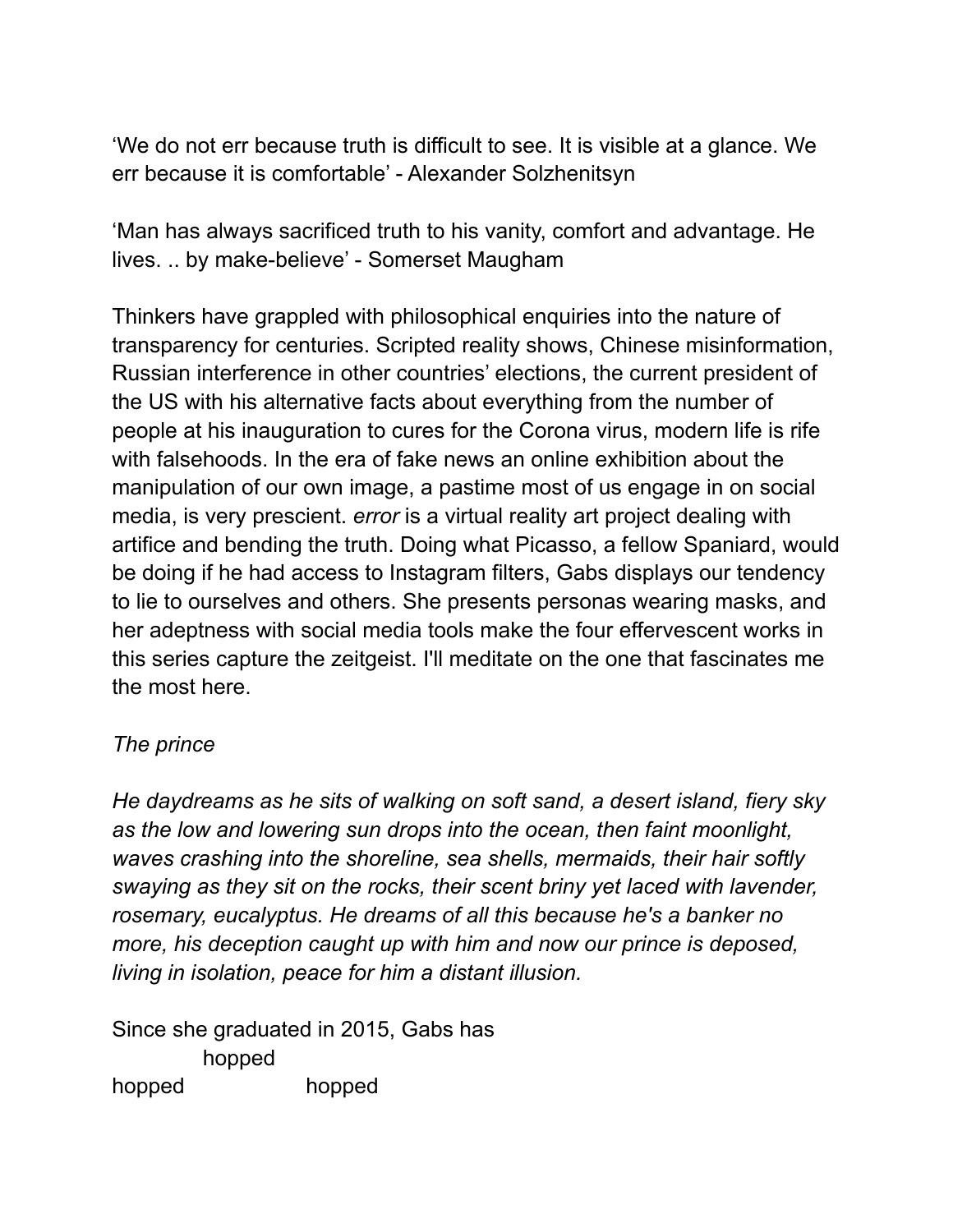‘We do not err because truth is difficult to see. It is visible at a glance. We err because it is comfortable’ - Alexander Solzhenitsyn

‘Man has always sacrificed truth to his vanity, comfort and advantage. He lives. .. by make-believe’ - Somerset Maugham

Thinkers have grappled with philosophical enquiries into the nature of transparency for centuries. Scripted reality shows, Chinese misinformation, Russian interference in other countries’ elections, the current president of the US with his alternative facts about everything from the number of people at his inauguration to cures for the Corona virus, modern life is rife with falsehoods. In the era of fake news an online exhibition about the manipulation of our own image, a pastime most of us engage in on social media, is very prescient. *error* is a virtual reality art project dealing with artifice and bending the truth. Doing what Picasso, a fellow Spaniard, would be doing if he had access to Instagram filters, Gabs displays our tendency to lie to ourselves and others. She presents personas wearing masks, and her adeptness with social media tools make the four effervescent works in this series capture the zeitgeist. I'll meditate on the one that fascinates me the most here.

*The prince*

*He daydreams as he sits of walking on soft sand, a desert island, fiery sky as the low and lowering sun drops into the ocean, then faint moonlight, waves crashing into the shoreline, sea shells, mermaids, their hair softly swaying as they sit on the rocks, their scent briny yet laced with lavender, rosemary, eucalyptus. He dreams of all this because he's a banker no more, his deception caught up with him and now our prince is deposed, living in isolation, peace for him a distant illusion.*

Since she graduated in 2015, Gabs has
            hopped
hopped                  hopped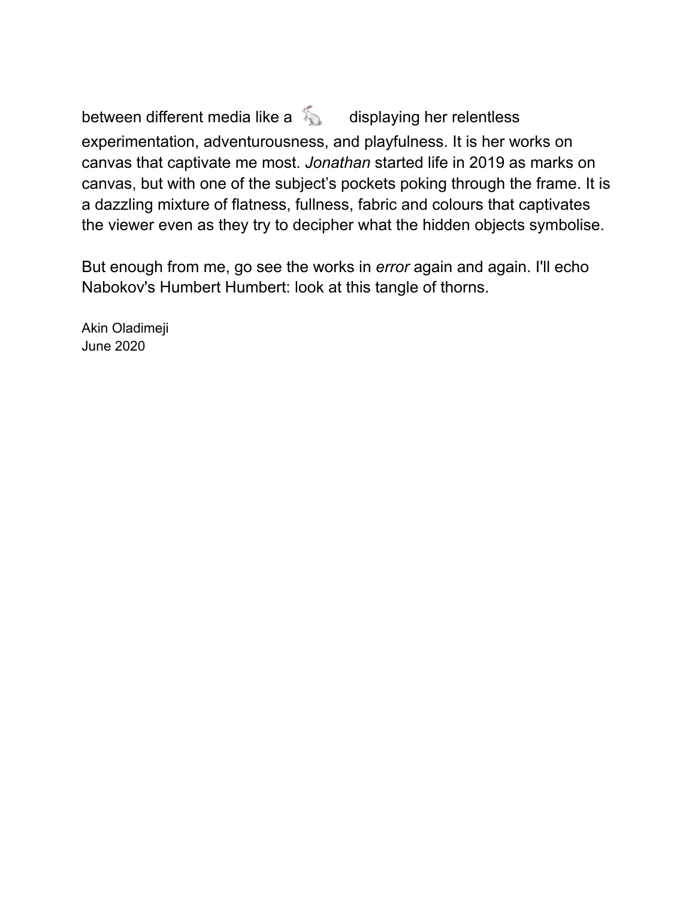between different media like a 🐇 displaying her relentless experimentation, adventurousness, and playfulness. It is her works on canvas that captivate me most. *Jonathan* started life in 2019 as marks on canvas, but with one of the subject's pockets poking through the frame. It is a dazzling mixture of flatness, fullness, fabric and colours that captivates the viewer even as they try to decipher what the hidden objects symbolise.

But enough from me, go see the works in *error* again and again. I'll echo Nabokov's Humbert Humbert: look at this tangle of thorns.

Akin Oladimeji
June 2020